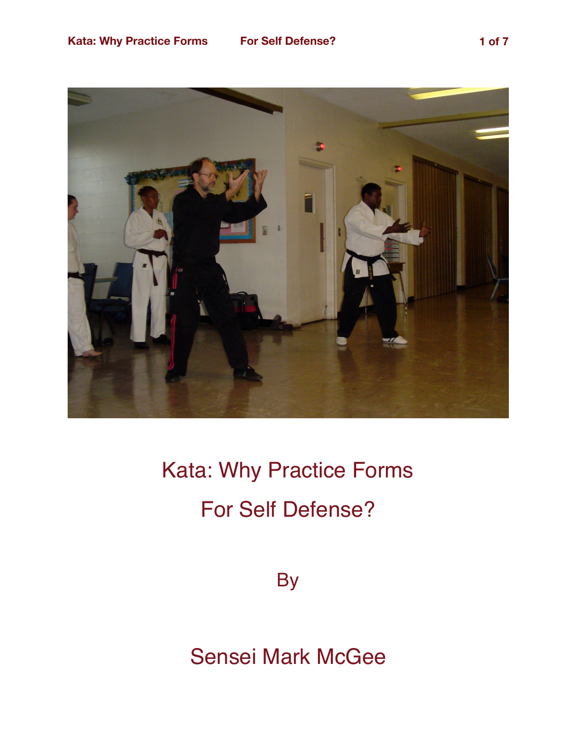# Kata: Why Practice Forms For Self Defense?

By

Sensei Mark McGee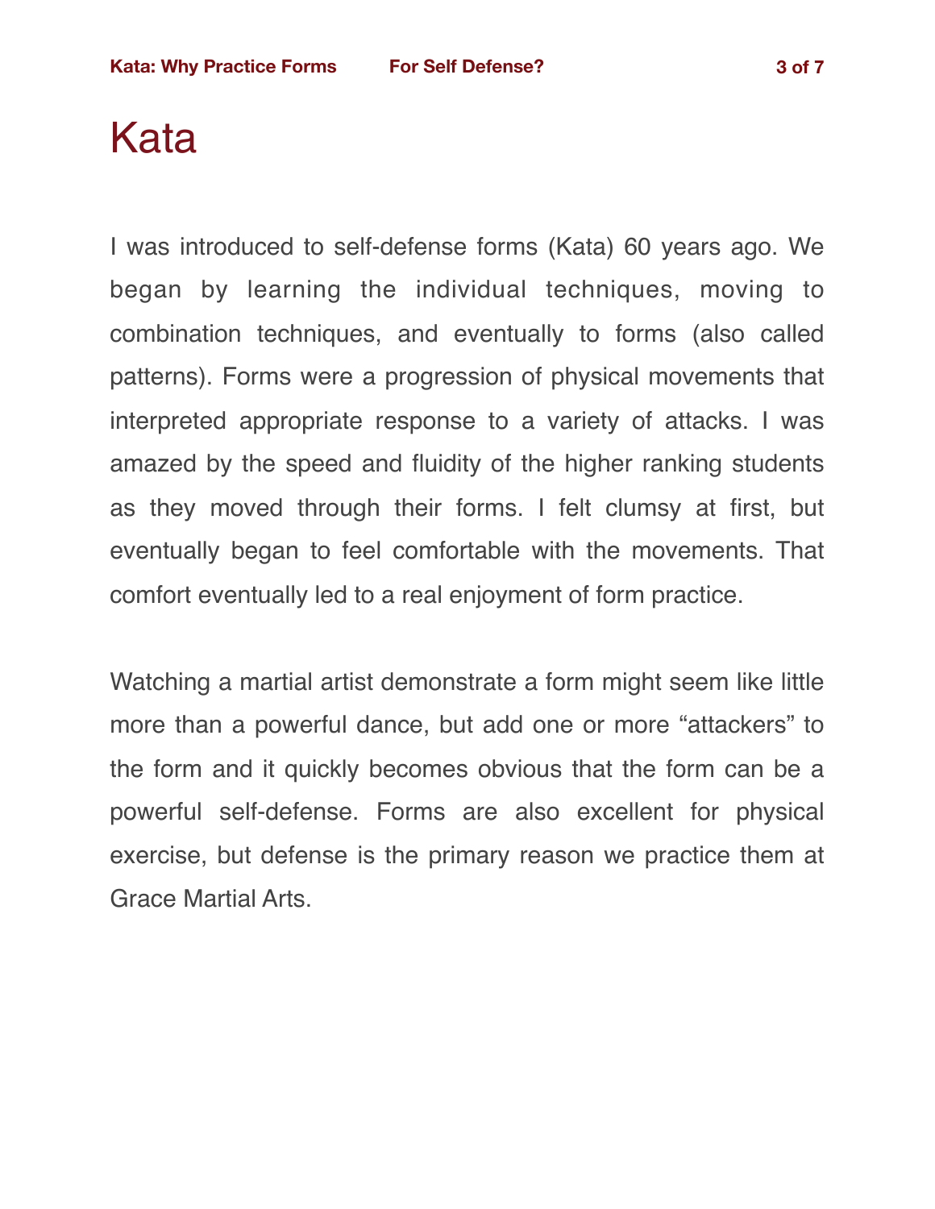# Kata

I was introduced to self-defense forms (Kata) 60 years ago. We began by learning the individual techniques, moving to combination techniques, and eventually to forms (also called patterns). Forms were a progression of physical movements that interpreted appropriate response to a variety of attacks. I was amazed by the speed and fluidity of the higher ranking students as they moved through their forms. I felt clumsy at first, but eventually began to feel comfortable with the movements. That comfort eventually led to a real enjoyment of form practice.

Watching a martial artist demonstrate a form might seem like little more than a powerful dance, but add one or more “attackers” to the form and it quickly becomes obvious that the form can be a powerful self-defense. Forms are also excellent for physical exercise, but defense is the primary reason we practice them at Grace Martial Arts.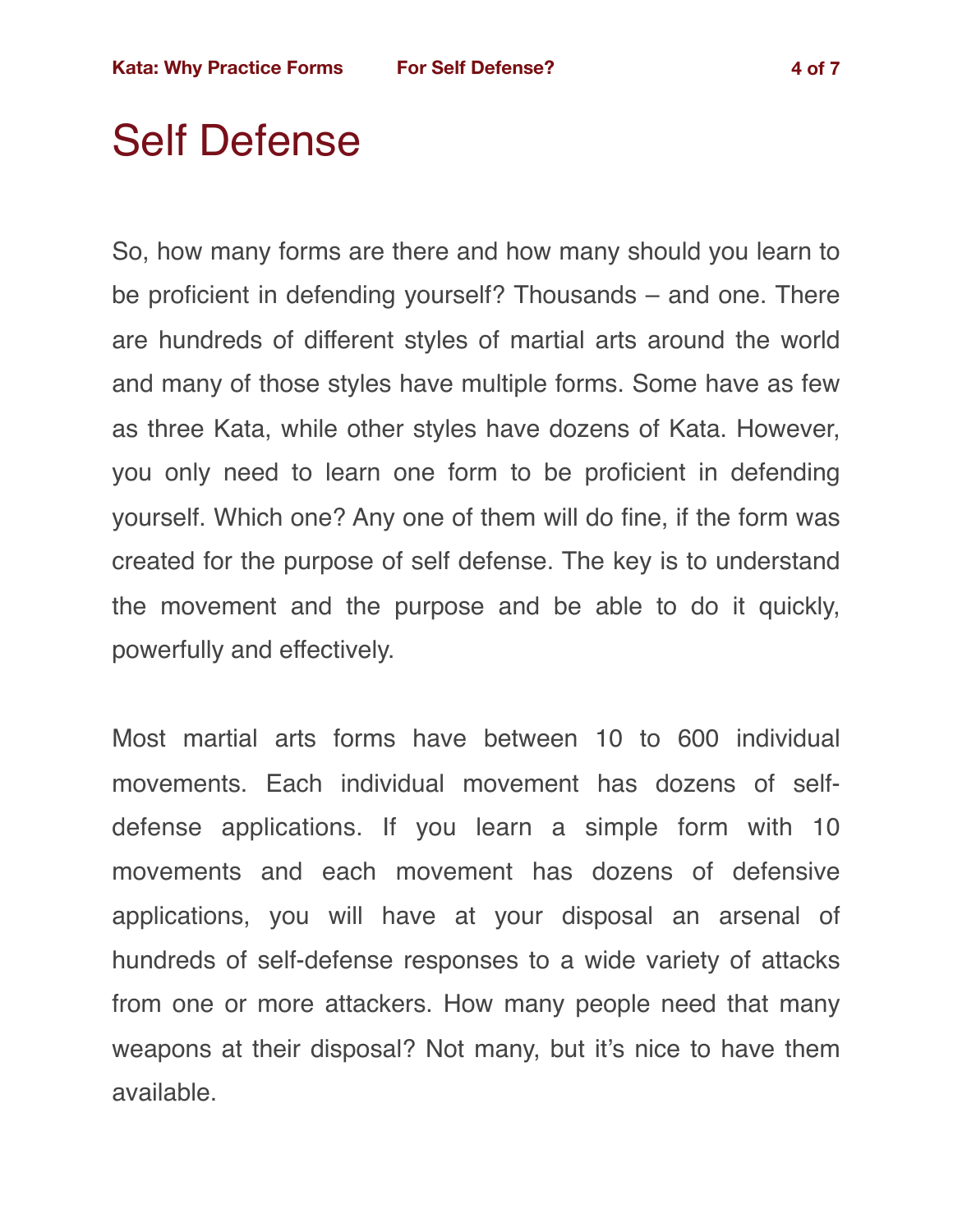# Self Defense

So, how many forms are there and how many should you learn to be proficient in defending yourself? Thousands – and one. There are hundreds of different styles of martial arts around the world and many of those styles have multiple forms. Some have as few as three Kata, while other styles have dozens of Kata. However, you only need to learn one form to be proficient in defending yourself. Which one? Any one of them will do fine, if the form was created for the purpose of self defense. The key is to understand the movement and the purpose and be able to do it quickly, powerfully and effectively.

Most martial arts forms have between 10 to 600 individual movements. Each individual movement has dozens of self-defense applications. If you learn a simple form with 10 movements and each movement has dozens of defensive applications, you will have at your disposal an arsenal of hundreds of self-defense responses to a wide variety of attacks from one or more attackers. How many people need that many weapons at their disposal? Not many, but it's nice to have them available.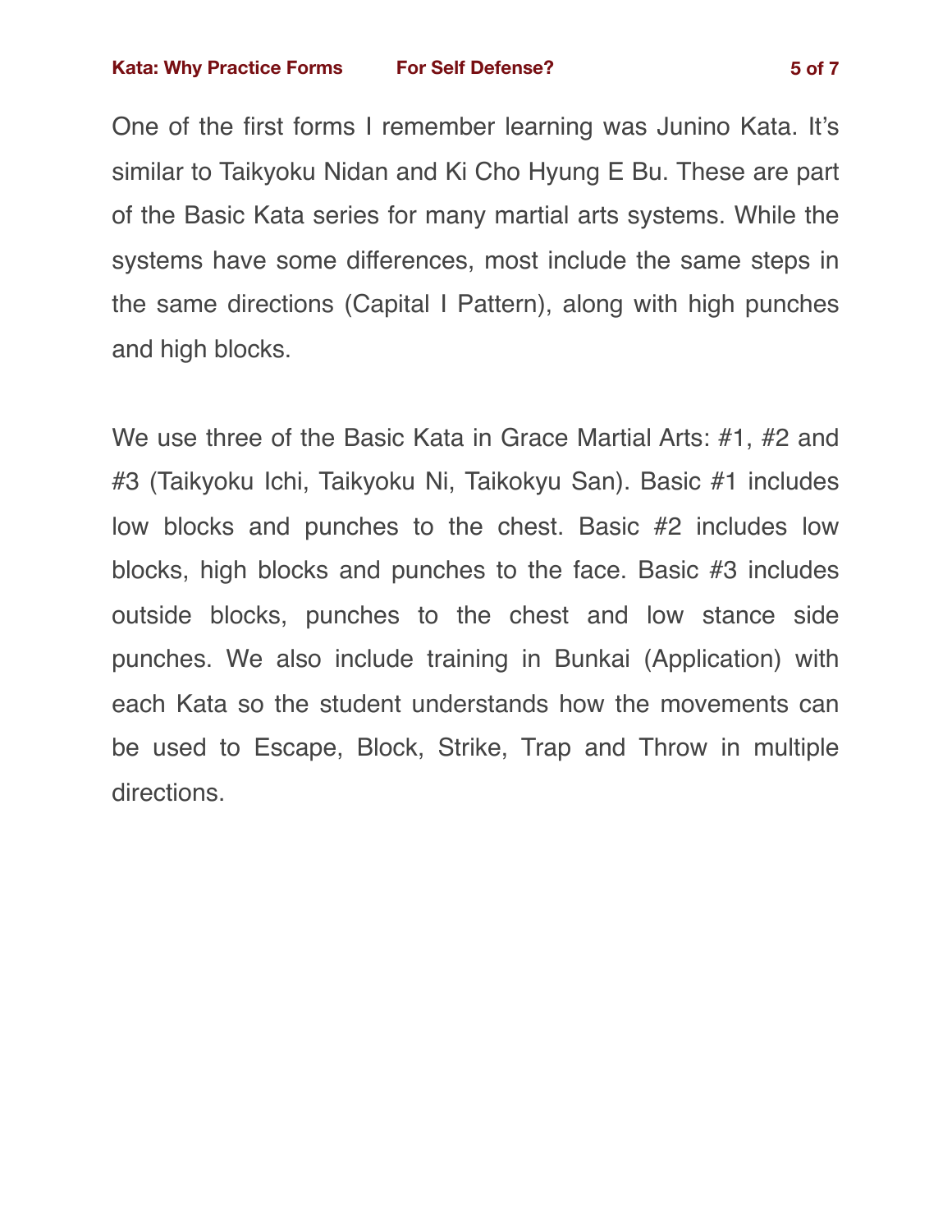One of the first forms I remember learning was Junino Kata. It's similar to Taikyoku Nidan and Ki Cho Hyung E Bu. These are part of the Basic Kata series for many martial arts systems. While the systems have some differences, most include the same steps in the same directions (Capital I Pattern), along with high punches and high blocks.

We use three of the Basic Kata in Grace Martial Arts: #1, #2 and #3 (Taikyoku Ichi, Taikyoku Ni, Taikokyu San). Basic #1 includes low blocks and punches to the chest. Basic #2 includes low blocks, high blocks and punches to the face. Basic #3 includes outside blocks, punches to the chest and low stance side punches. We also include training in Bunkai (Application) with each Kata so the student understands how the movements can be used to Escape, Block, Strike, Trap and Throw in multiple directions.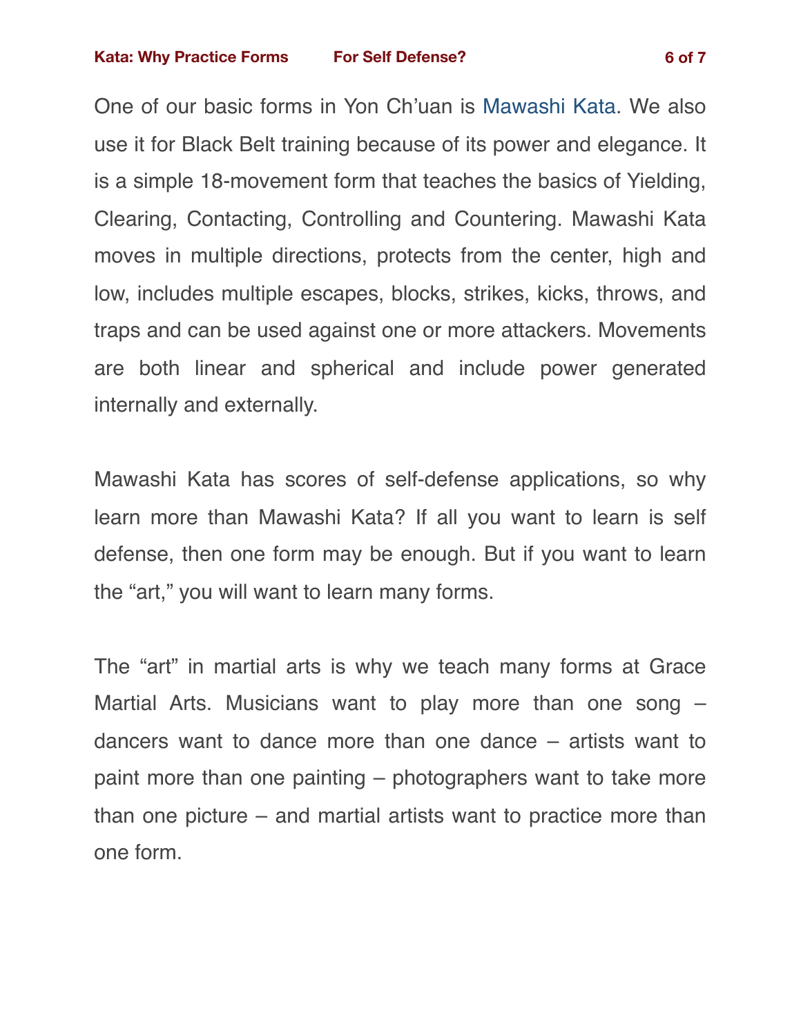One of our basic forms in Yon Ch'uan is Mawashi Kata. We also use it for Black Belt training because of its power and elegance. It is a simple 18-movement form that teaches the basics of Yielding, Clearing, Contacting, Controlling and Countering. Mawashi Kata moves in multiple directions, protects from the center, high and low, includes multiple escapes, blocks, strikes, kicks, throws, and traps and can be used against one or more attackers. Movements are both linear and spherical and include power generated internally and externally.

Mawashi Kata has scores of self-defense applications, so why learn more than Mawashi Kata? If all you want to learn is self defense, then one form may be enough. But if you want to learn the "art," you will want to learn many forms.

The "art" in martial arts is why we teach many forms at Grace Martial Arts. Musicians want to play more than one song – dancers want to dance more than one dance – artists want to paint more than one painting – photographers want to take more than one picture – and martial artists want to practice more than one form.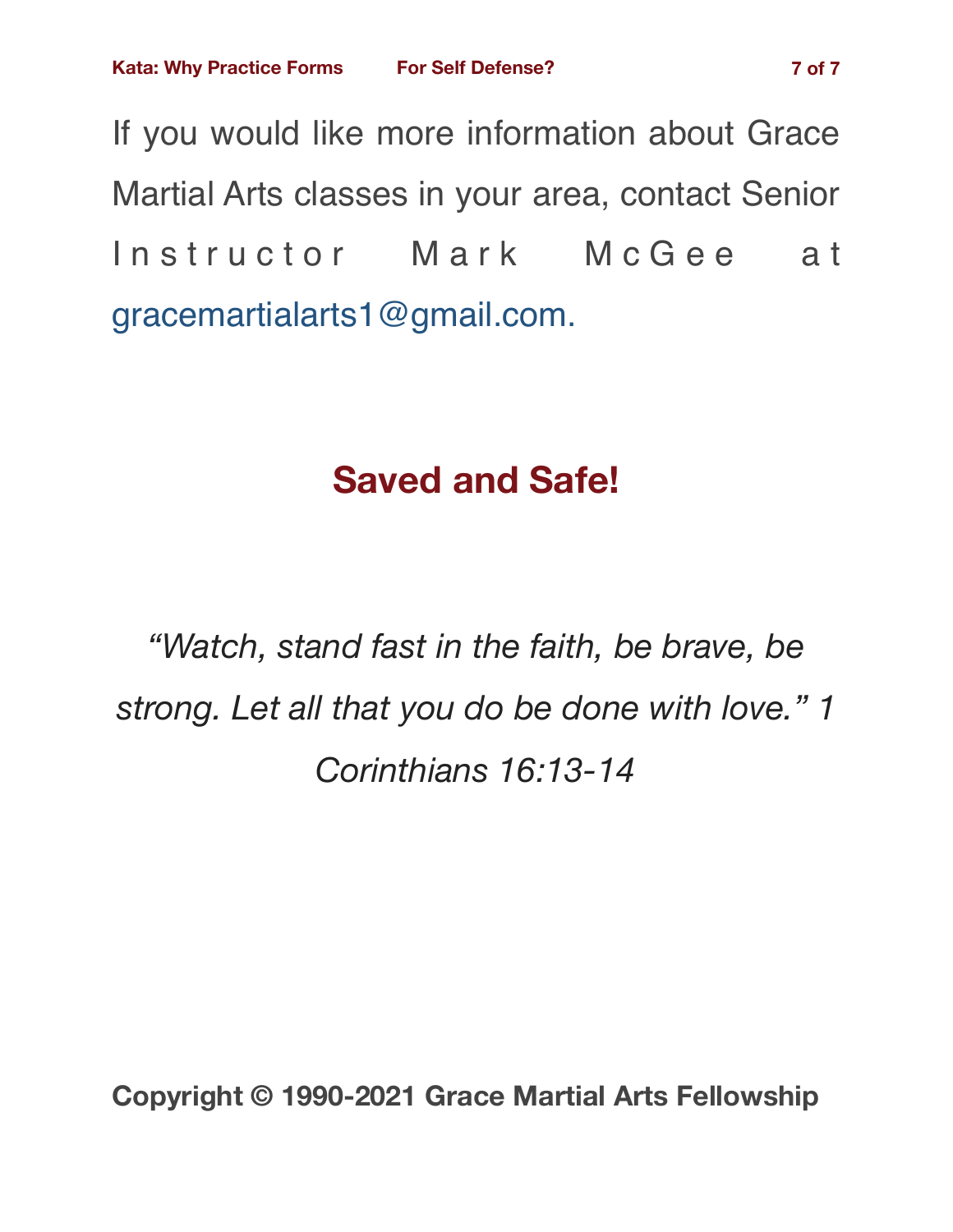If you would like more information about Grace Martial Arts classes in your area, contact Senior Instructor Mark McGee at gracemartialarts1@gmail.com.

## Saved and Safe!

*"Watch, stand fast in the faith, be brave, be strong. Let all that you do be done with love." 1 Corinthians 16:13-14*

**Copyright © 1990-2021 Grace Martial Arts Fellowship**